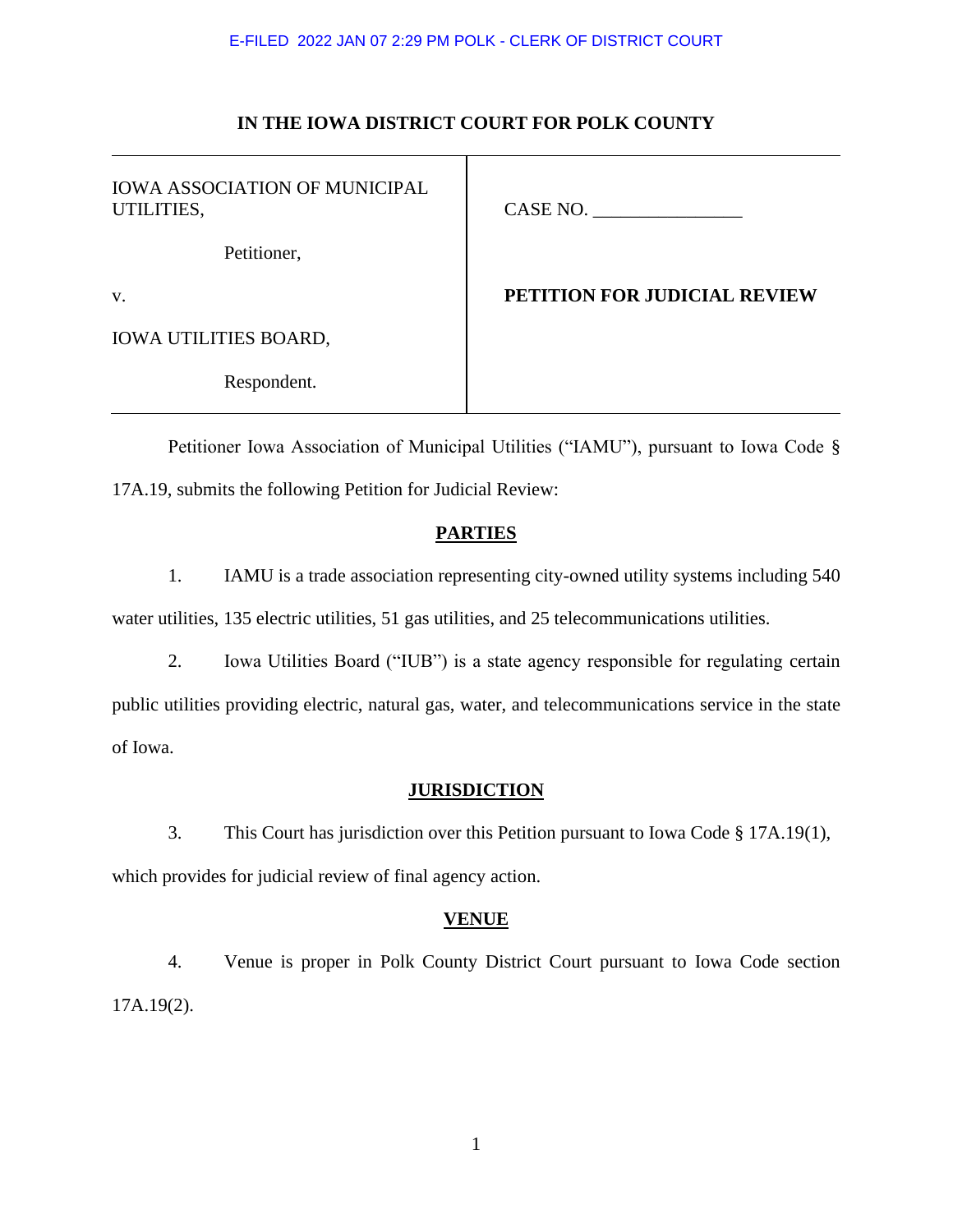E-FILED 2022 JAN 07 2:29 PM POLK - CLERK OF DISTRICT COURT

**IN THE IOWA DISTRICT COURT FOR POLK COUNTY**

| | |
|---|---|
| IOWA ASSOCIATION OF MUNICIPAL UTILITIES,<br><br>Petitioner,<br><br>v.<br><br>IOWA UTILITIES BOARD,<br><br>Respondent. | CASE NO. ________________<br><br>**PETITION FOR JUDICIAL REVIEW** |

Petitioner Iowa Association of Municipal Utilities ("IAMU"), pursuant to Iowa Code § 17A.19, submits the following Petition for Judicial Review:

## PARTIES

1. IAMU is a trade association representing city-owned utility systems including 540 water utilities, 135 electric utilities, 51 gas utilities, and 25 telecommunications utilities.

2. Iowa Utilities Board ("IUB") is a state agency responsible for regulating certain public utilities providing electric, natural gas, water, and telecommunications service in the state of Iowa.

## JURISDICTION

3. This Court has jurisdiction over this Petition pursuant to Iowa Code § 17A.19(1), which provides for judicial review of final agency action.

## VENUE

4. Venue is proper in Polk County District Court pursuant to Iowa Code section 17A.19(2).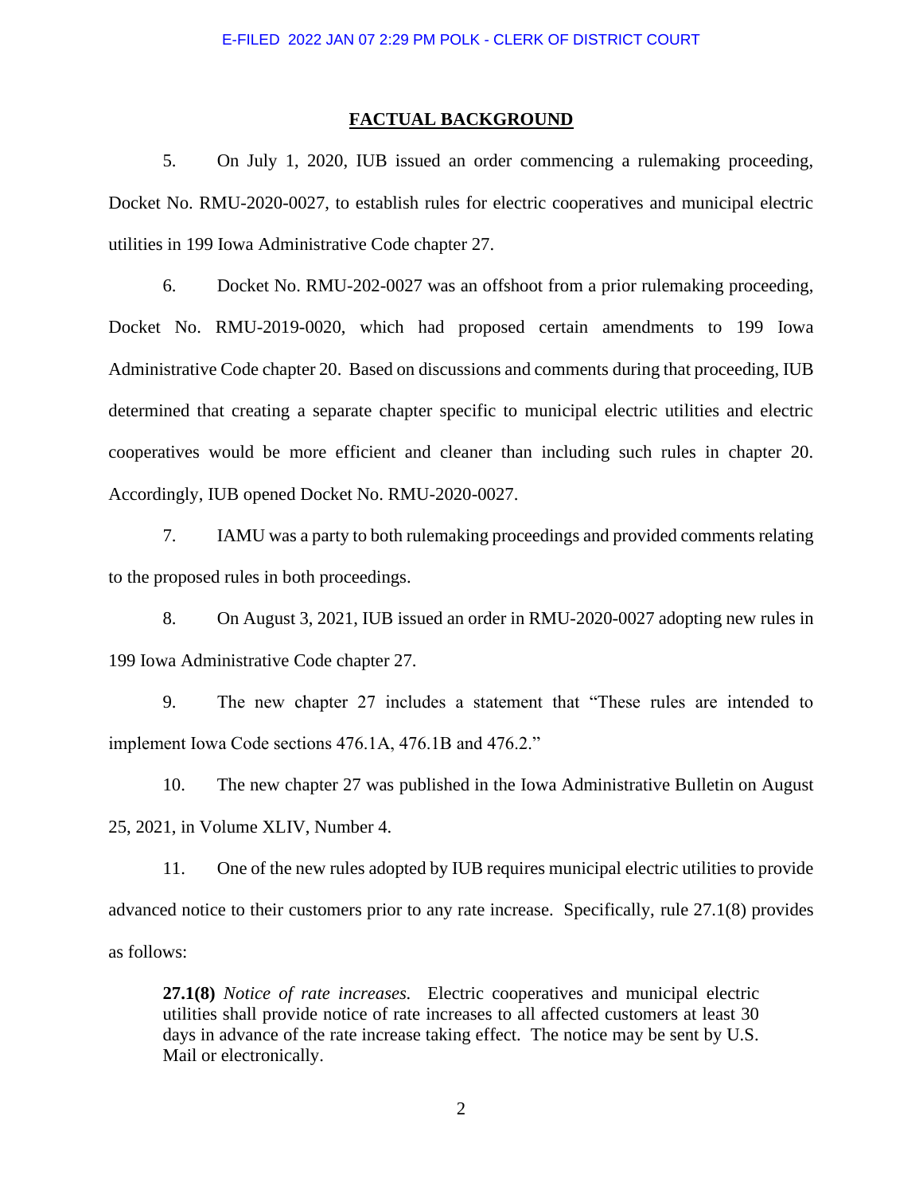## FACTUAL BACKGROUND

5. On July 1, 2020, IUB issued an order commencing a rulemaking proceeding, Docket No. RMU-2020-0027, to establish rules for electric cooperatives and municipal electric utilities in 199 Iowa Administrative Code chapter 27.

6. Docket No. RMU-202-0027 was an offshoot from a prior rulemaking proceeding, Docket No. RMU-2019-0020, which had proposed certain amendments to 199 Iowa Administrative Code chapter 20. Based on discussions and comments during that proceeding, IUB determined that creating a separate chapter specific to municipal electric utilities and electric cooperatives would be more efficient and cleaner than including such rules in chapter 20. Accordingly, IUB opened Docket No. RMU-2020-0027.

7. IAMU was a party to both rulemaking proceedings and provided comments relating to the proposed rules in both proceedings.

8. On August 3, 2021, IUB issued an order in RMU-2020-0027 adopting new rules in 199 Iowa Administrative Code chapter 27.

9. The new chapter 27 includes a statement that "These rules are intended to implement Iowa Code sections 476.1A, 476.1B and 476.2."

10. The new chapter 27 was published in the Iowa Administrative Bulletin on August 25, 2021, in Volume XLIV, Number 4.

11. One of the new rules adopted by IUB requires municipal electric utilities to provide advanced notice to their customers prior to any rate increase. Specifically, rule 27.1(8) provides as follows:

> **27.1(8)** *Notice of rate increases.* Electric cooperatives and municipal electric utilities shall provide notice of rate increases to all affected customers at least 30 days in advance of the rate increase taking effect. The notice may be sent by U.S. Mail or electronically.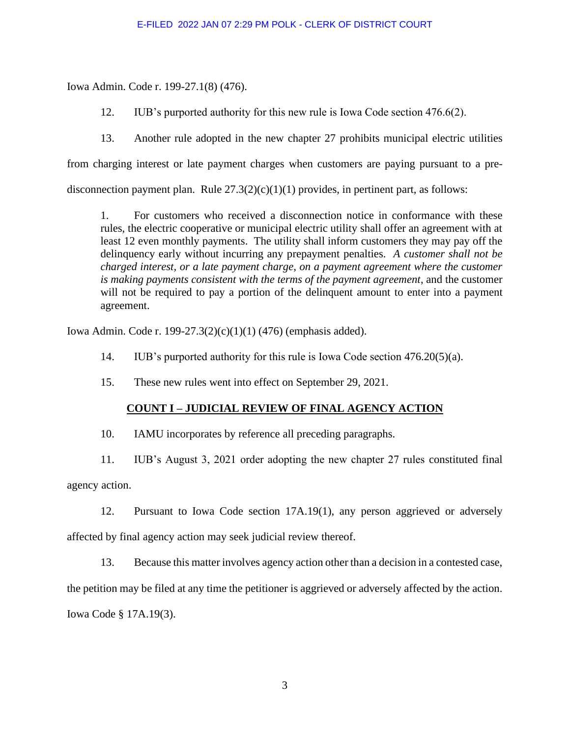Iowa Admin. Code r. 199-27.1(8) (476).

12. IUB's purported authority for this new rule is Iowa Code section 476.6(2).

13. Another rule adopted in the new chapter 27 prohibits municipal electric utilities from charging interest or late payment charges when customers are paying pursuant to a pre-disconnection payment plan. Rule 27.3(2)(c)(1)(1) provides, in pertinent part, as follows:

> 1. For customers who received a disconnection notice in conformance with these rules, the electric cooperative or municipal electric utility shall offer an agreement with at least 12 even monthly payments. The utility shall inform customers they may pay off the delinquency early without incurring any prepayment penalties. *A customer shall not be charged interest, or a late payment charge, on a payment agreement where the customer is making payments consistent with the terms of the payment agreement*, and the customer will not be required to pay a portion of the delinquent amount to enter into a payment agreement.

Iowa Admin. Code r. 199-27.3(2)(c)(1)(1) (476) (emphasis added).

14. IUB's purported authority for this rule is Iowa Code section 476.20(5)(a).

15. These new rules went into effect on September 29, 2021.

## COUNT I – JUDICIAL REVIEW OF FINAL AGENCY ACTION

10. IAMU incorporates by reference all preceding paragraphs.

11. IUB's August 3, 2021 order adopting the new chapter 27 rules constituted final agency action.

12. Pursuant to Iowa Code section 17A.19(1), any person aggrieved or adversely affected by final agency action may seek judicial review thereof.

13. Because this matter involves agency action other than a decision in a contested case, the petition may be filed at any time the petitioner is aggrieved or adversely affected by the action. Iowa Code § 17A.19(3).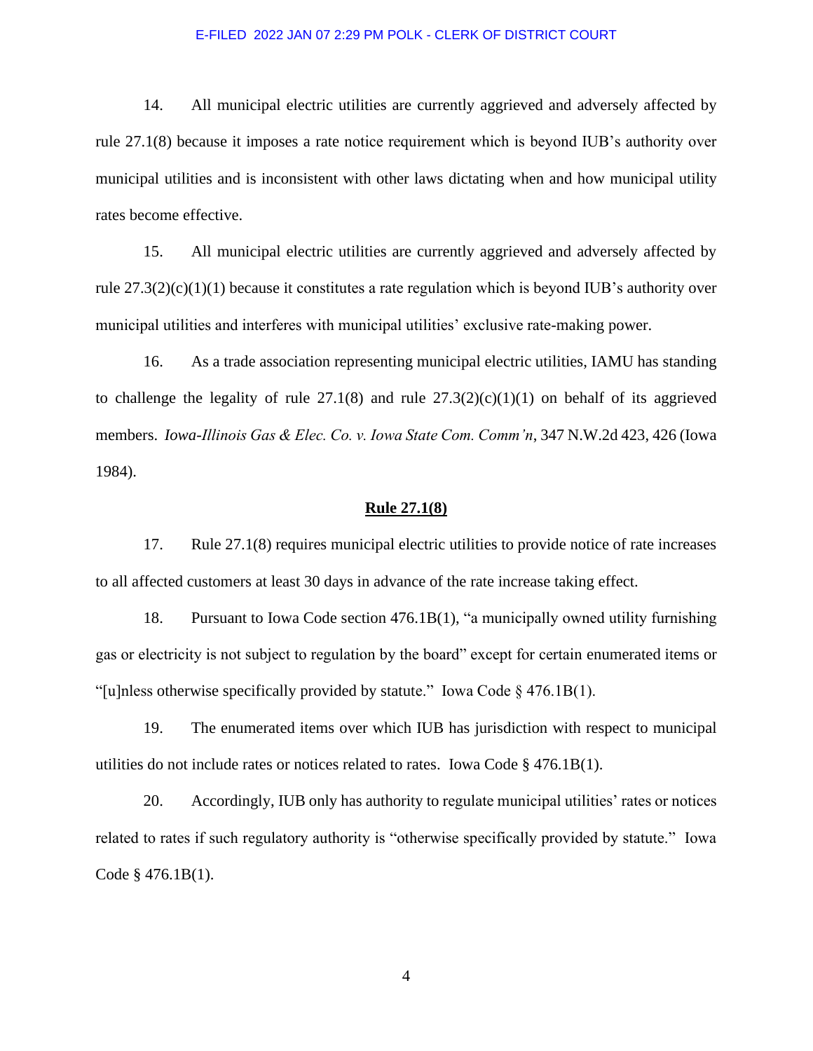14. All municipal electric utilities are currently aggrieved and adversely affected by rule 27.1(8) because it imposes a rate notice requirement which is beyond IUB's authority over municipal utilities and is inconsistent with other laws dictating when and how municipal utility rates become effective.

15. All municipal electric utilities are currently aggrieved and adversely affected by rule 27.3(2)(c)(1)(1) because it constitutes a rate regulation which is beyond IUB's authority over municipal utilities and interferes with municipal utilities' exclusive rate-making power.

16. As a trade association representing municipal electric utilities, IAMU has standing to challenge the legality of rule 27.1(8) and rule 27.3(2)(c)(1)(1) on behalf of its aggrieved members. *Iowa-Illinois Gas & Elec. Co. v. Iowa State Com. Comm'n*, 347 N.W.2d 423, 426 (Iowa 1984).

**<u>Rule 27.1(8)</u>**

17. Rule 27.1(8) requires municipal electric utilities to provide notice of rate increases to all affected customers at least 30 days in advance of the rate increase taking effect.

18. Pursuant to Iowa Code section 476.1B(1), "a municipally owned utility furnishing gas or electricity is not subject to regulation by the board" except for certain enumerated items or "[u]nless otherwise specifically provided by statute." Iowa Code § 476.1B(1).

19. The enumerated items over which IUB has jurisdiction with respect to municipal utilities do not include rates or notices related to rates. Iowa Code § 476.1B(1).

20. Accordingly, IUB only has authority to regulate municipal utilities' rates or notices related to rates if such regulatory authority is "otherwise specifically provided by statute." Iowa Code § 476.1B(1).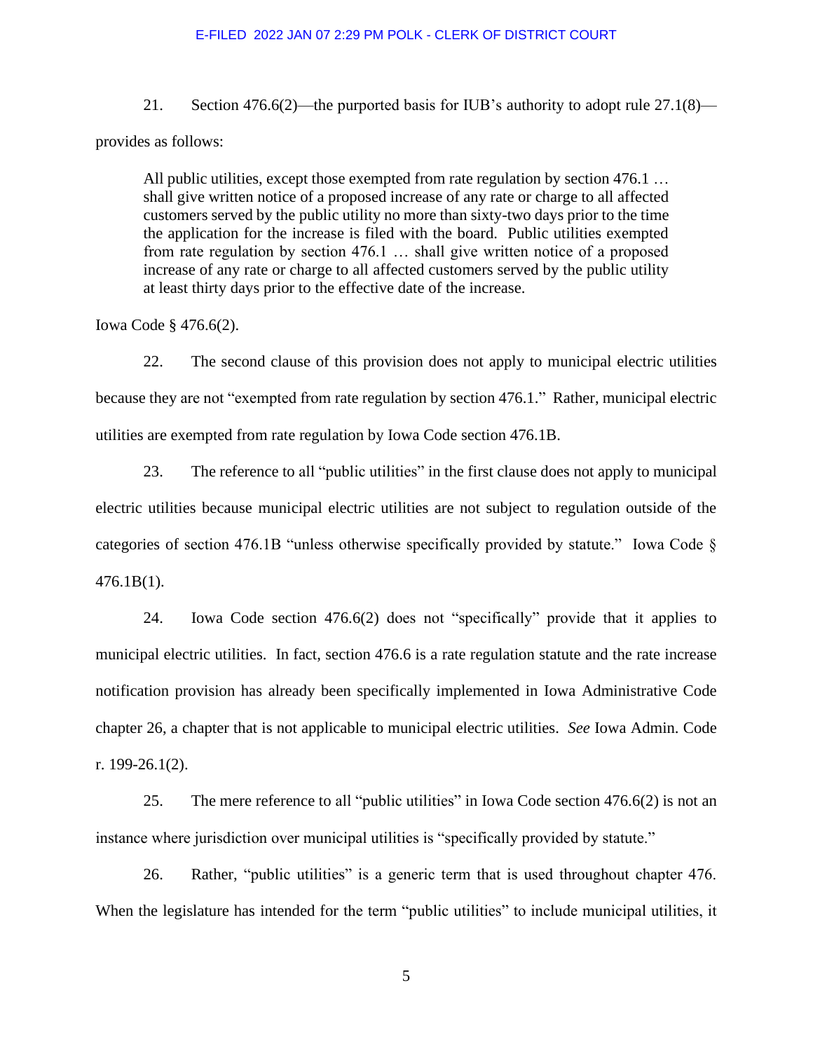21. Section 476.6(2)—the purported basis for IUB's authority to adopt rule 27.1(8)—provides as follows:

> All public utilities, except those exempted from rate regulation by section 476.1 … shall give written notice of a proposed increase of any rate or charge to all affected customers served by the public utility no more than sixty-two days prior to the time the application for the increase is filed with the board. Public utilities exempted from rate regulation by section 476.1 … shall give written notice of a proposed increase of any rate or charge to all affected customers served by the public utility at least thirty days prior to the effective date of the increase.

Iowa Code § 476.6(2).

22. The second clause of this provision does not apply to municipal electric utilities because they are not "exempted from rate regulation by section 476.1." Rather, municipal electric utilities are exempted from rate regulation by Iowa Code section 476.1B.

23. The reference to all "public utilities" in the first clause does not apply to municipal electric utilities because municipal electric utilities are not subject to regulation outside of the categories of section 476.1B "unless otherwise specifically provided by statute." Iowa Code § 476.1B(1).

24. Iowa Code section 476.6(2) does not "specifically" provide that it applies to municipal electric utilities. In fact, section 476.6 is a rate regulation statute and the rate increase notification provision has already been specifically implemented in Iowa Administrative Code chapter 26, a chapter that is not applicable to municipal electric utilities. *See* Iowa Admin. Code r. 199-26.1(2).

25. The mere reference to all "public utilities" in Iowa Code section 476.6(2) is not an instance where jurisdiction over municipal utilities is "specifically provided by statute."

26. Rather, "public utilities" is a generic term that is used throughout chapter 476. When the legislature has intended for the term "public utilities" to include municipal utilities, it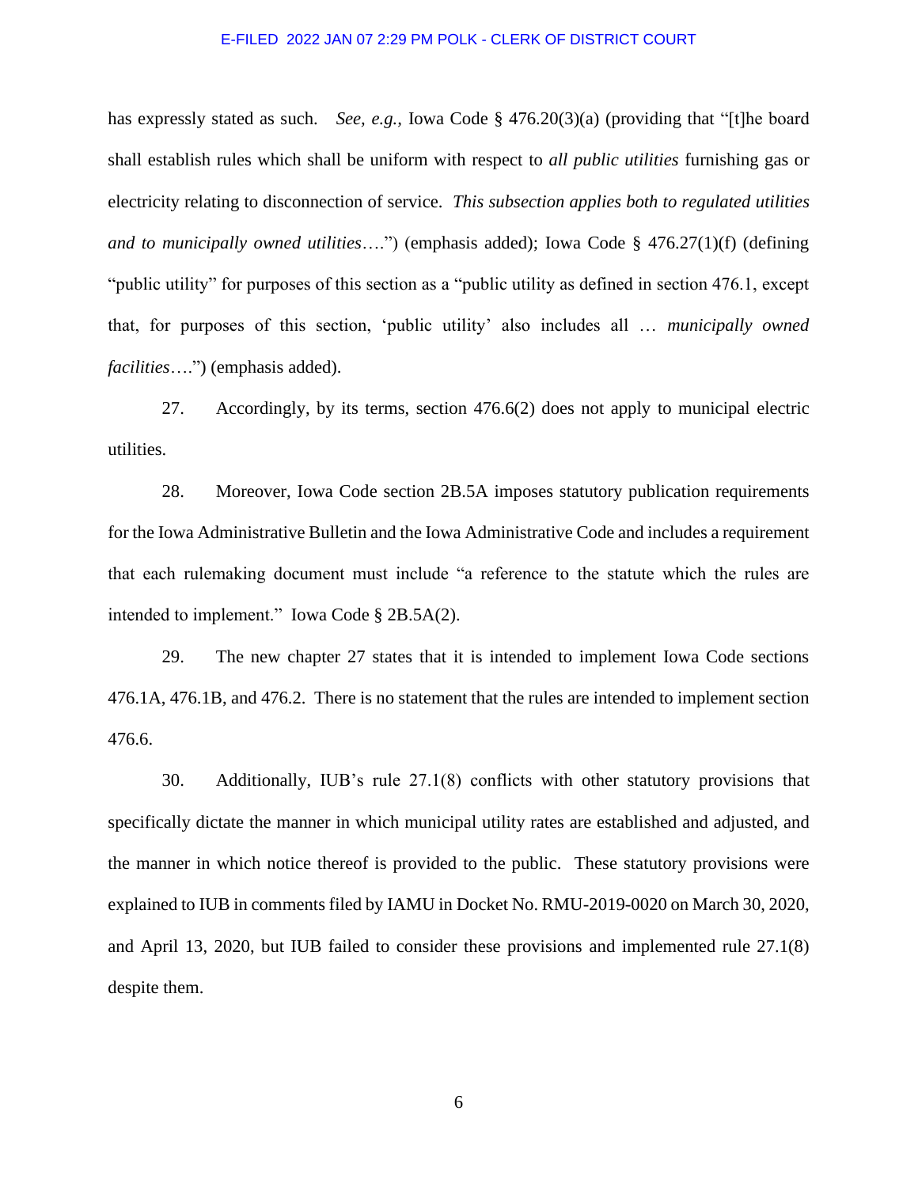has expressly stated as such. *See, e.g.,* Iowa Code § 476.20(3)(a) (providing that "[t]he board shall establish rules which shall be uniform with respect to *all public utilities* furnishing gas or electricity relating to disconnection of service. *This subsection applies both to regulated utilities and to municipally owned utilities*….") (emphasis added); Iowa Code § 476.27(1)(f) (defining "public utility" for purposes of this section as a "public utility as defined in section 476.1, except that, for purposes of this section, 'public utility' also includes all … *municipally owned facilities*….") (emphasis added).

27. Accordingly, by its terms, section 476.6(2) does not apply to municipal electric utilities.

28. Moreover, Iowa Code section 2B.5A imposes statutory publication requirements for the Iowa Administrative Bulletin and the Iowa Administrative Code and includes a requirement that each rulemaking document must include "a reference to the statute which the rules are intended to implement." Iowa Code § 2B.5A(2).

29. The new chapter 27 states that it is intended to implement Iowa Code sections 476.1A, 476.1B, and 476.2. There is no statement that the rules are intended to implement section 476.6.

30. Additionally, IUB's rule 27.1(8) conflicts with other statutory provisions that specifically dictate the manner in which municipal utility rates are established and adjusted, and the manner in which notice thereof is provided to the public. These statutory provisions were explained to IUB in comments filed by IAMU in Docket No. RMU-2019-0020 on March 30, 2020, and April 13, 2020, but IUB failed to consider these provisions and implemented rule 27.1(8) despite them.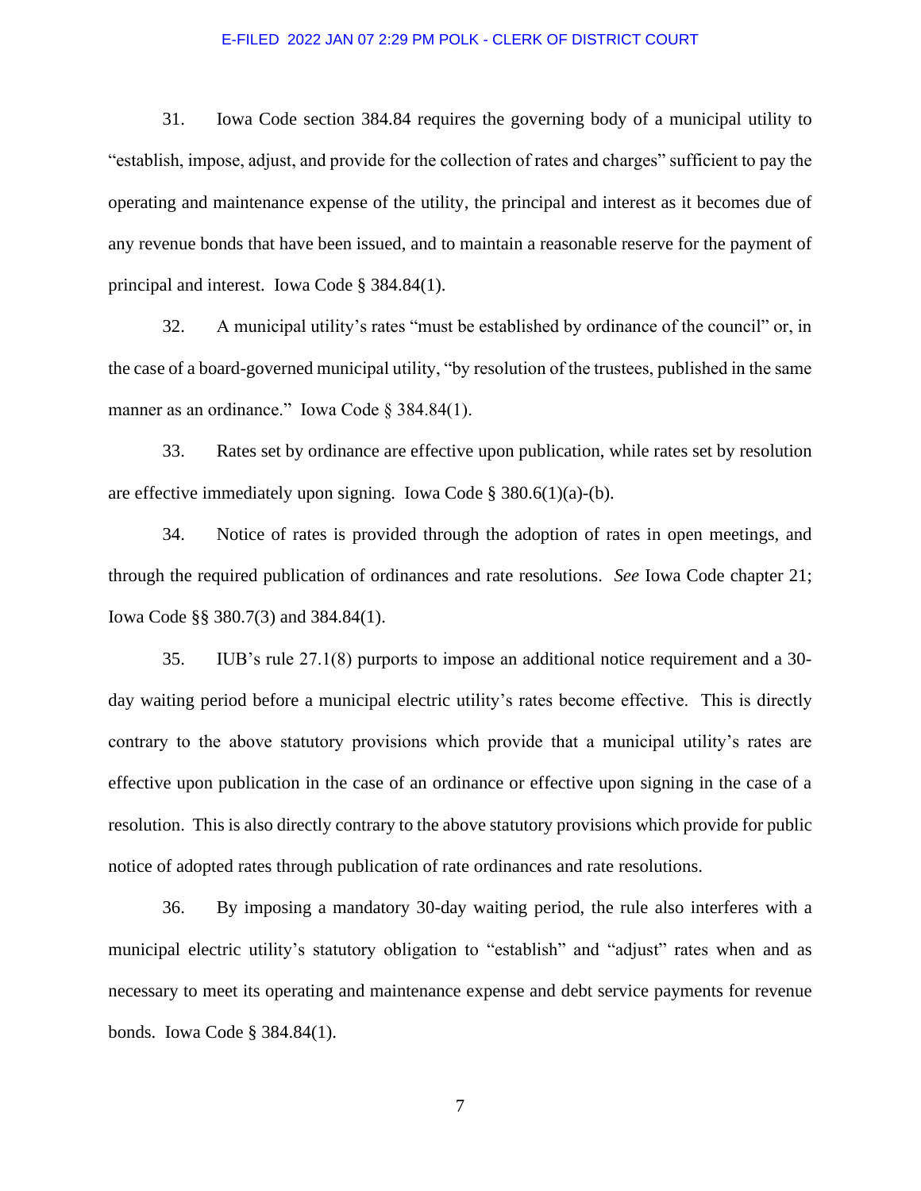31. Iowa Code section 384.84 requires the governing body of a municipal utility to "establish, impose, adjust, and provide for the collection of rates and charges" sufficient to pay the operating and maintenance expense of the utility, the principal and interest as it becomes due of any revenue bonds that have been issued, and to maintain a reasonable reserve for the payment of principal and interest. Iowa Code § 384.84(1).

32. A municipal utility's rates "must be established by ordinance of the council" or, in the case of a board-governed municipal utility, "by resolution of the trustees, published in the same manner as an ordinance." Iowa Code § 384.84(1).

33. Rates set by ordinance are effective upon publication, while rates set by resolution are effective immediately upon signing. Iowa Code § 380.6(1)(a)-(b).

34. Notice of rates is provided through the adoption of rates in open meetings, and through the required publication of ordinances and rate resolutions. *See* Iowa Code chapter 21; Iowa Code §§ 380.7(3) and 384.84(1).

35. IUB's rule 27.1(8) purports to impose an additional notice requirement and a 30-day waiting period before a municipal electric utility's rates become effective. This is directly contrary to the above statutory provisions which provide that a municipal utility's rates are effective upon publication in the case of an ordinance or effective upon signing in the case of a resolution. This is also directly contrary to the above statutory provisions which provide for public notice of adopted rates through publication of rate ordinances and rate resolutions.

36. By imposing a mandatory 30-day waiting period, the rule also interferes with a municipal electric utility's statutory obligation to "establish" and "adjust" rates when and as necessary to meet its operating and maintenance expense and debt service payments for revenue bonds. Iowa Code § 384.84(1).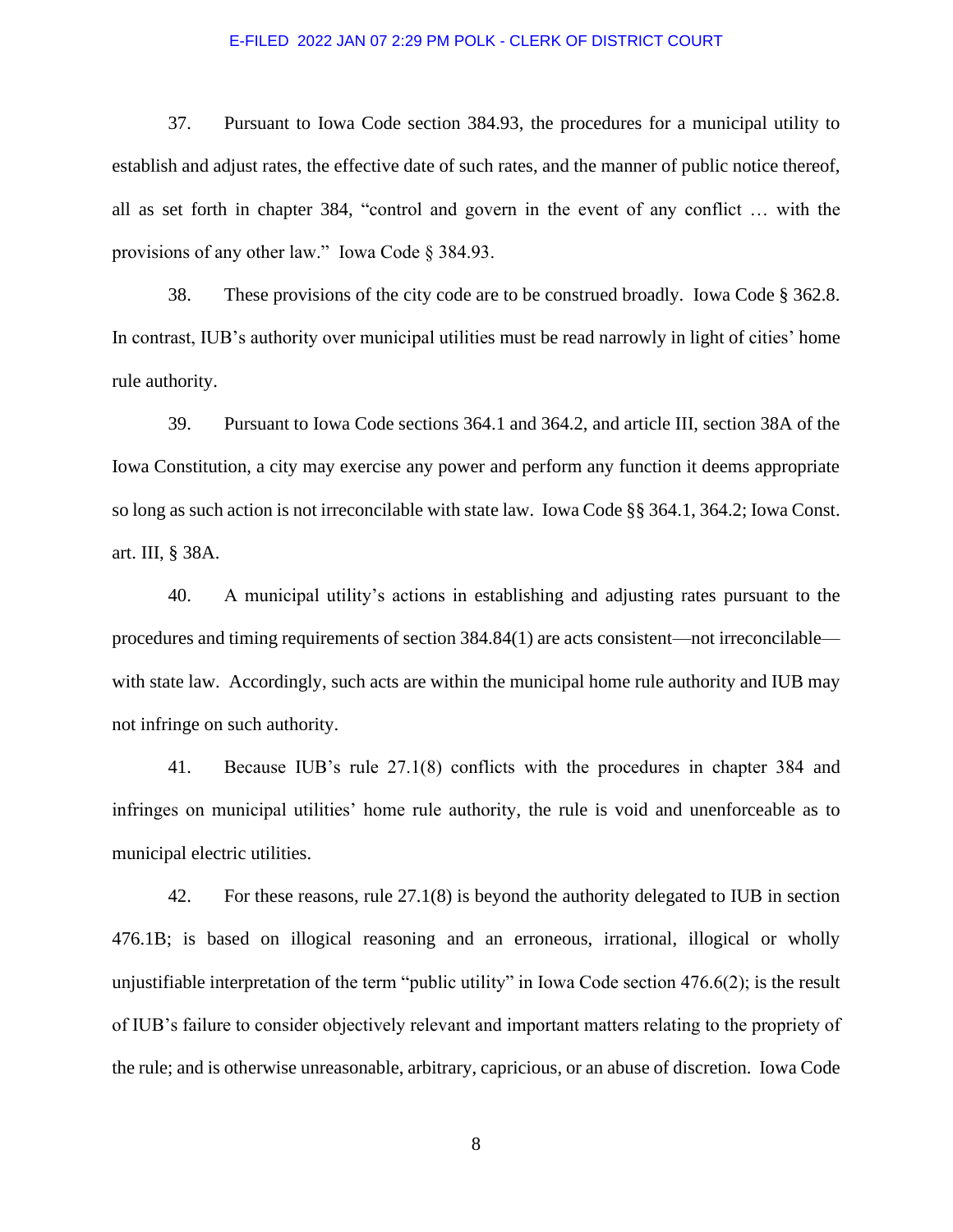37. Pursuant to Iowa Code section 384.93, the procedures for a municipal utility to establish and adjust rates, the effective date of such rates, and the manner of public notice thereof, all as set forth in chapter 384, "control and govern in the event of any conflict … with the provisions of any other law." Iowa Code § 384.93.

38. These provisions of the city code are to be construed broadly. Iowa Code § 362.8. In contrast, IUB's authority over municipal utilities must be read narrowly in light of cities' home rule authority.

39. Pursuant to Iowa Code sections 364.1 and 364.2, and article III, section 38A of the Iowa Constitution, a city may exercise any power and perform any function it deems appropriate so long as such action is not irreconcilable with state law. Iowa Code §§ 364.1, 364.2; Iowa Const. art. III, § 38A.

40. A municipal utility's actions in establishing and adjusting rates pursuant to the procedures and timing requirements of section 384.84(1) are acts consistent—not irreconcilable—with state law. Accordingly, such acts are within the municipal home rule authority and IUB may not infringe on such authority.

41. Because IUB's rule 27.1(8) conflicts with the procedures in chapter 384 and infringes on municipal utilities' home rule authority, the rule is void and unenforceable as to municipal electric utilities.

42. For these reasons, rule 27.1(8) is beyond the authority delegated to IUB in section 476.1B; is based on illogical reasoning and an erroneous, irrational, illogical or wholly unjustifiable interpretation of the term "public utility" in Iowa Code section 476.6(2); is the result of IUB's failure to consider objectively relevant and important matters relating to the propriety of the rule; and is otherwise unreasonable, arbitrary, capricious, or an abuse of discretion. Iowa Code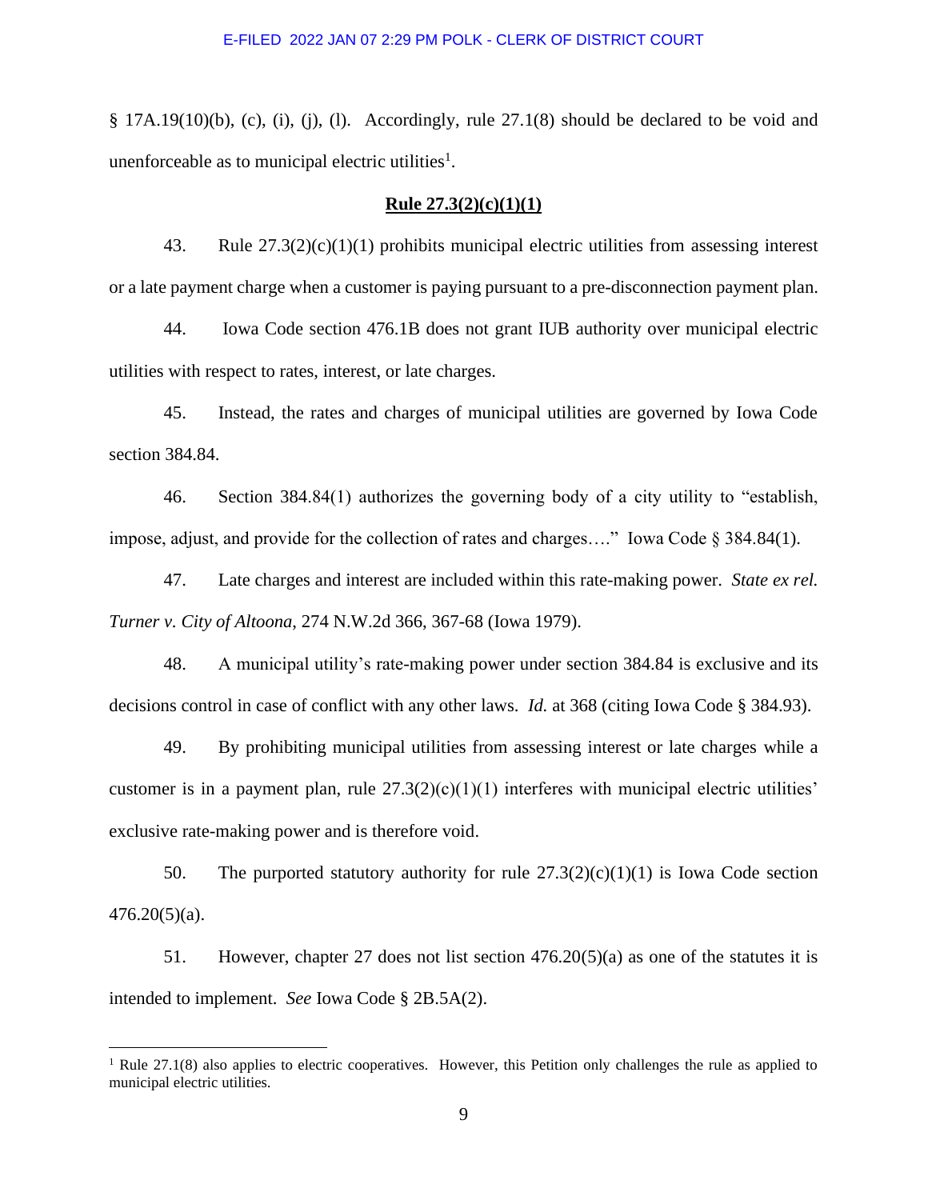§ 17A.19(10)(b), (c), (i), (j), (l). Accordingly, rule 27.1(8) should be declared to be void and unenforceable as to municipal electric utilities[1].

**Rule 27.3(2)(c)(1)(1)**

43. Rule 27.3(2)(c)(1)(1) prohibits municipal electric utilities from assessing interest or a late payment charge when a customer is paying pursuant to a pre-disconnection payment plan.

44. Iowa Code section 476.1B does not grant IUB authority over municipal electric utilities with respect to rates, interest, or late charges.

45. Instead, the rates and charges of municipal utilities are governed by Iowa Code section 384.84.

46. Section 384.84(1) authorizes the governing body of a city utility to "establish, impose, adjust, and provide for the collection of rates and charges…." Iowa Code § 384.84(1).

47. Late charges and interest are included within this rate-making power. *State ex rel. Turner v. City of Altoona*, 274 N.W.2d 366, 367-68 (Iowa 1979).

48. A municipal utility's rate-making power under section 384.84 is exclusive and its decisions control in case of conflict with any other laws. *Id.* at 368 (citing Iowa Code § 384.93).

49. By prohibiting municipal utilities from assessing interest or late charges while a customer is in a payment plan, rule 27.3(2)(c)(1)(1) interferes with municipal electric utilities' exclusive rate-making power and is therefore void.

50. The purported statutory authority for rule 27.3(2)(c)(1)(1) is Iowa Code section 476.20(5)(a).

51. However, chapter 27 does not list section 476.20(5)(a) as one of the statutes it is intended to implement. *See* Iowa Code § 2B.5A(2).

[1] Rule 27.1(8) also applies to electric cooperatives. However, this Petition only challenges the rule as applied to municipal electric utilities.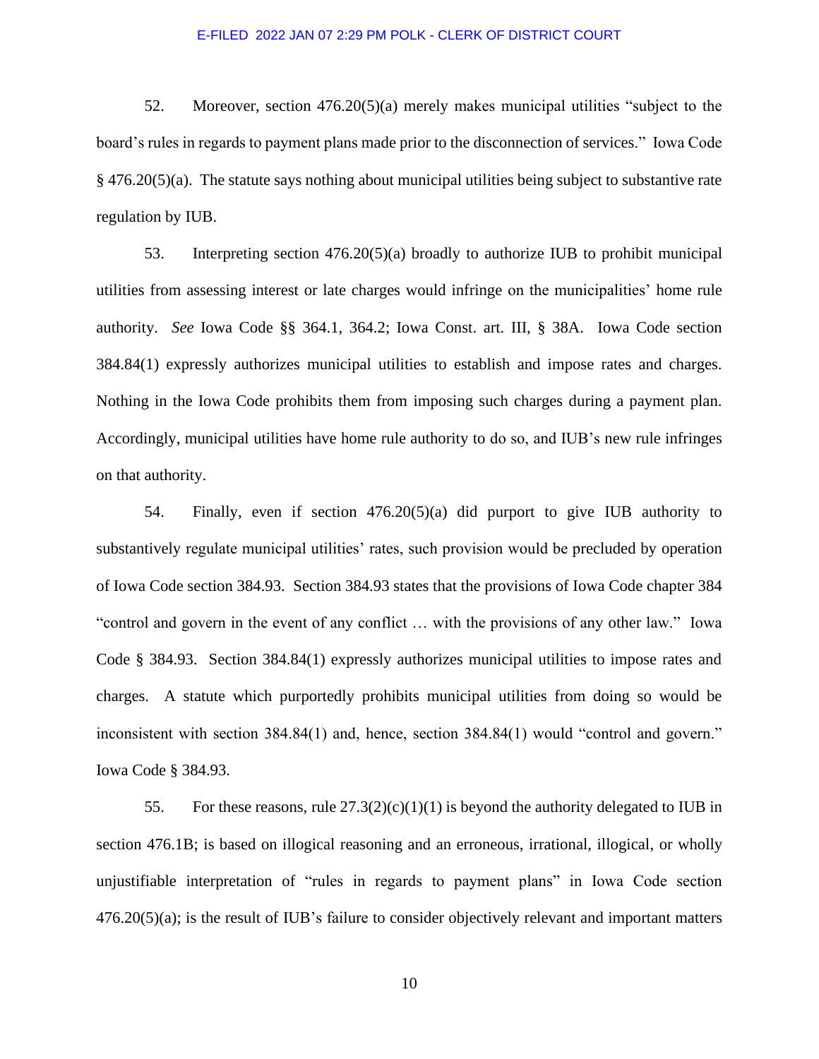52. Moreover, section 476.20(5)(a) merely makes municipal utilities "subject to the board's rules in regards to payment plans made prior to the disconnection of services." Iowa Code § 476.20(5)(a). The statute says nothing about municipal utilities being subject to substantive rate regulation by IUB.

53. Interpreting section 476.20(5)(a) broadly to authorize IUB to prohibit municipal utilities from assessing interest or late charges would infringe on the municipalities' home rule authority. *See* Iowa Code §§ 364.1, 364.2; Iowa Const. art. III, § 38A. Iowa Code section 384.84(1) expressly authorizes municipal utilities to establish and impose rates and charges. Nothing in the Iowa Code prohibits them from imposing such charges during a payment plan. Accordingly, municipal utilities have home rule authority to do so, and IUB's new rule infringes on that authority.

54. Finally, even if section 476.20(5)(a) did purport to give IUB authority to substantively regulate municipal utilities' rates, such provision would be precluded by operation of Iowa Code section 384.93. Section 384.93 states that the provisions of Iowa Code chapter 384 "control and govern in the event of any conflict … with the provisions of any other law." Iowa Code § 384.93. Section 384.84(1) expressly authorizes municipal utilities to impose rates and charges. A statute which purportedly prohibits municipal utilities from doing so would be inconsistent with section 384.84(1) and, hence, section 384.84(1) would "control and govern." Iowa Code § 384.93.

55. For these reasons, rule 27.3(2)(c)(1)(1) is beyond the authority delegated to IUB in section 476.1B; is based on illogical reasoning and an erroneous, irrational, illogical, or wholly unjustifiable interpretation of "rules in regards to payment plans" in Iowa Code section 476.20(5)(a); is the result of IUB's failure to consider objectively relevant and important matters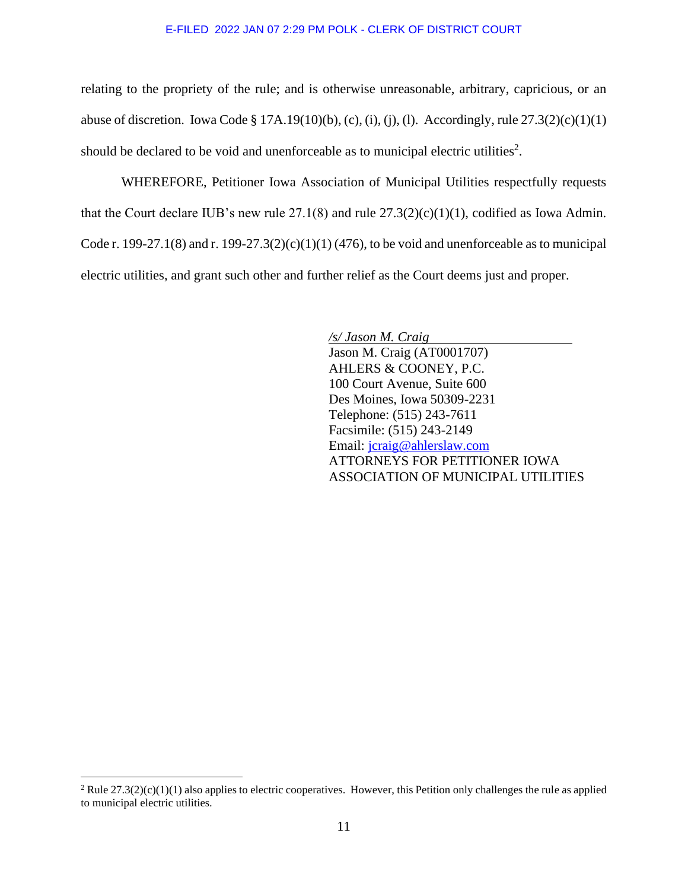relating to the propriety of the rule; and is otherwise unreasonable, arbitrary, capricious, or an abuse of discretion. Iowa Code § 17A.19(10)(b), (c), (i), (j), (l). Accordingly, rule 27.3(2)(c)(1)(1) should be declared to be void and unenforceable as to municipal electric utilities[2].

WHEREFORE, Petitioner Iowa Association of Municipal Utilities respectfully requests that the Court declare IUB's new rule 27.1(8) and rule 27.3(2)(c)(1)(1), codified as Iowa Admin. Code r. 199-27.1(8) and r. 199-27.3(2)(c)(1)(1) (476), to be void and unenforceable as to municipal electric utilities, and grant such other and further relief as the Court deems just and proper.

*/s/ Jason M. Craig*
Jason M. Craig (AT0001707)
AHLERS & COONEY, P.C.
100 Court Avenue, Suite 600
Des Moines, Iowa 50309-2231
Telephone: (515) 243-7611
Facsimile: (515) 243-2149
Email: jcraig@ahlerslaw.com
ATTORNEYS FOR PETITIONER IOWA ASSOCIATION OF MUNICIPAL UTILITIES

---

[2] Rule 27.3(2)(c)(1)(1) also applies to electric cooperatives. However, this Petition only challenges the rule as applied to municipal electric utilities.